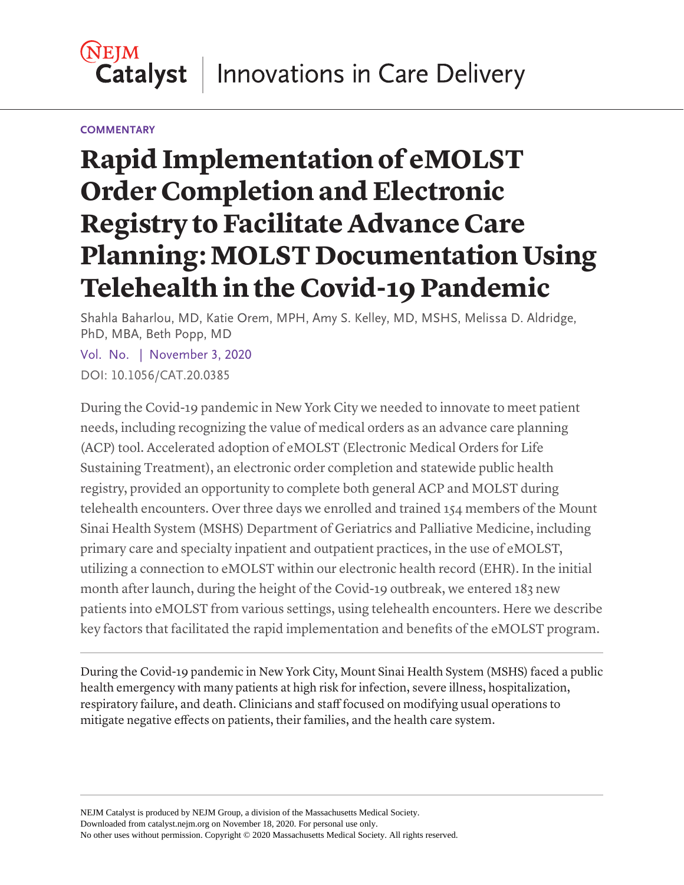COMMENTARY

# Rapid Implementation of eMOLST Order Completion and Electronic Registry to Facilitate Advance Care Planning: MOLST Documentation Using Telehealth in the Covid-19 Pandemic

Shahla Baharlou, MD, Katie Orem, MPH, Amy S. Kelley, MD, MSHS, Melissa D. Aldridge, PhD, MBA, Beth Popp, MD

Vol. No. | November 3, 2020

DOI: 10.1056/CAT.20.0385

During the Covid-19 pandemic in New York City we needed to innovate to meet patient needs, including recognizing the value of medical orders as an advance care planning (ACP) tool. Accelerated adoption of eMOLST (Electronic Medical Orders for Life Sustaining Treatment), an electronic order completion and statewide public health registry, provided an opportunity to complete both general ACP and MOLST during telehealth encounters. Over three days we enrolled and trained 154 members of the Mount Sinai Health System (MSHS) Department of Geriatrics and Palliative Medicine, including primary care and specialty inpatient and outpatient practices, in the use of eMOLST, utilizing a connection to eMOLST within our electronic health record (EHR). In the initial month after launch, during the height of the Covid-19 outbreak, we entered 183 new patients into eMOLST from various settings, using telehealth encounters. Here we describe key factors that facilitated the rapid implementation and benefits of the eMOLST program.

---

During the Covid-19 pandemic in New York City, Mount Sinai Health System (MSHS) faced a public health emergency with many patients at high risk for infection, severe illness, hospitalization, respiratory failure, and death. Clinicians and staff focused on modifying usual operations to mitigate negative effects on patients, their families, and the health care system.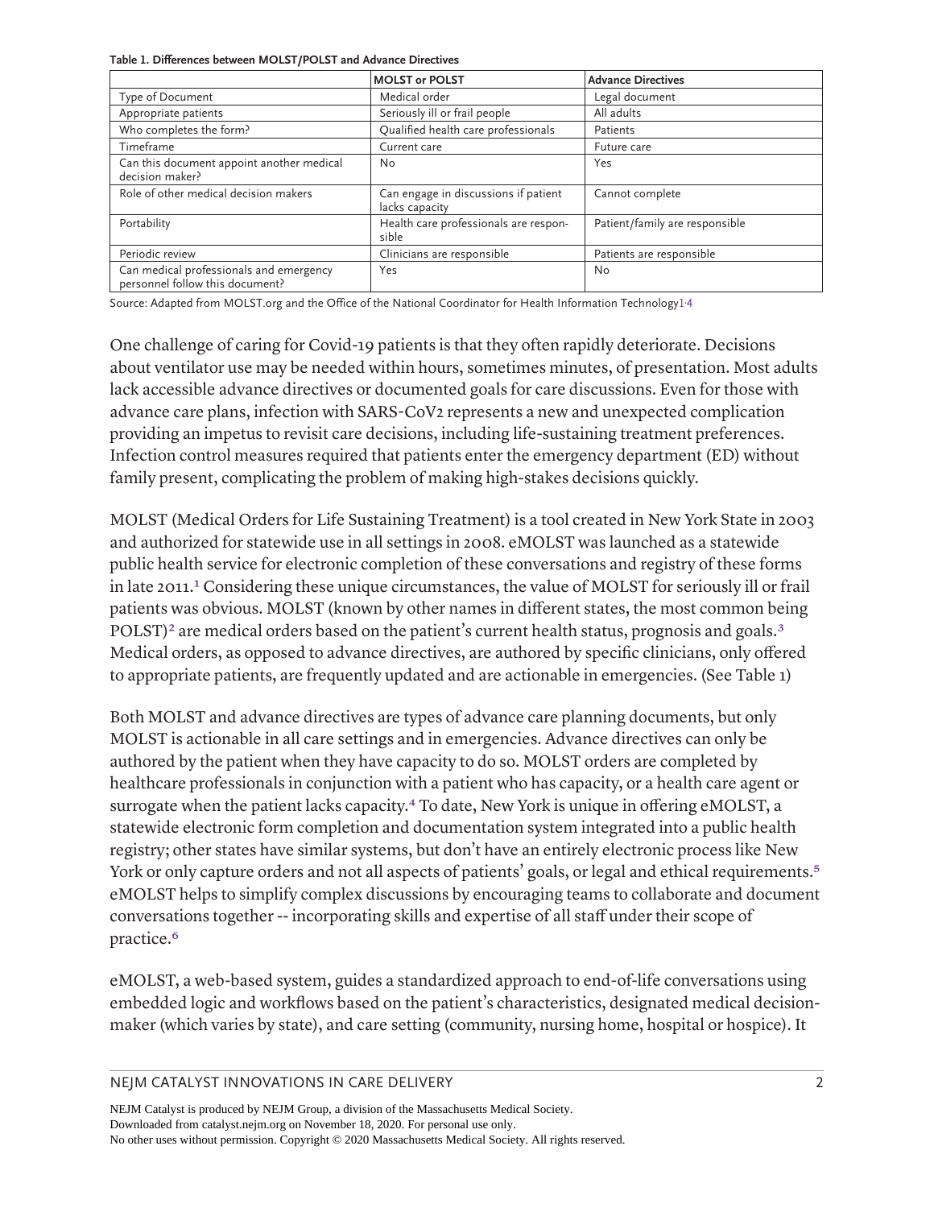**Table 1. Differences between MOLST/POLST and Advance Directives**

| | MOLST or POLST | Advance Directives |
|---|---|---|
| Type of Document | Medical order | Legal document |
| Appropriate patients | Seriously ill or frail people | All adults |
| Who completes the form? | Qualified health care professionals | Patients |
| Timeframe | Current care | Future care |
| Can this document appoint another medical decision maker? | No | Yes |
| Role of other medical decision makers | Can engage in discussions if patient lacks capacity | Cannot complete |
| Portability | Health care professionals are responsible | Patient/family are responsible |
| Periodic review | Clinicians are responsible | Patients are responsible |
| Can medical professionals and emergency personnel follow this document? | Yes | No |

Source: Adapted from MOLST.org and the Office of the National Coordinator for Health Information Technology[1,4]

One challenge of caring for Covid-19 patients is that they often rapidly deteriorate. Decisions about ventilator use may be needed within hours, sometimes minutes, of presentation. Most adults lack accessible advance directives or documented goals for care discussions. Even for those with advance care plans, infection with SARS-CoV2 represents a new and unexpected complication providing an impetus to revisit care decisions, including life-sustaining treatment preferences. Infection control measures required that patients enter the emergency department (ED) without family present, complicating the problem of making high-stakes decisions quickly.

MOLST (Medical Orders for Life Sustaining Treatment) is a tool created in New York State in 2003 and authorized for statewide use in all settings in 2008. eMOLST was launched as a statewide public health service for electronic completion of these conversations and registry of these forms in late 2011.[1] Considering these unique circumstances, the value of MOLST for seriously ill or frail patients was obvious. MOLST (known by other names in different states, the most common being POLST)[2] are medical orders based on the patient's current health status, prognosis and goals.[3] Medical orders, as opposed to advance directives, are authored by specific clinicians, only offered to appropriate patients, are frequently updated and are actionable in emergencies. (See Table 1)

Both MOLST and advance directives are types of advance care planning documents, but only MOLST is actionable in all care settings and in emergencies. Advance directives can only be authored by the patient when they have capacity to do so. MOLST orders are completed by healthcare professionals in conjunction with a patient who has capacity, or a health care agent or surrogate when the patient lacks capacity.[4] To date, New York is unique in offering eMOLST, a statewide electronic form completion and documentation system integrated into a public health registry; other states have similar systems, but don't have an entirely electronic process like New York or only capture orders and not all aspects of patients' goals, or legal and ethical requirements.[5] eMOLST helps to simplify complex discussions by encouraging teams to collaborate and document conversations together -- incorporating skills and expertise of all staff under their scope of practice.[6]

eMOLST, a web-based system, guides a standardized approach to end-of-life conversations using embedded logic and workflows based on the patient's characteristics, designated medical decision-maker (which varies by state), and care setting (community, nursing home, hospital or hospice). It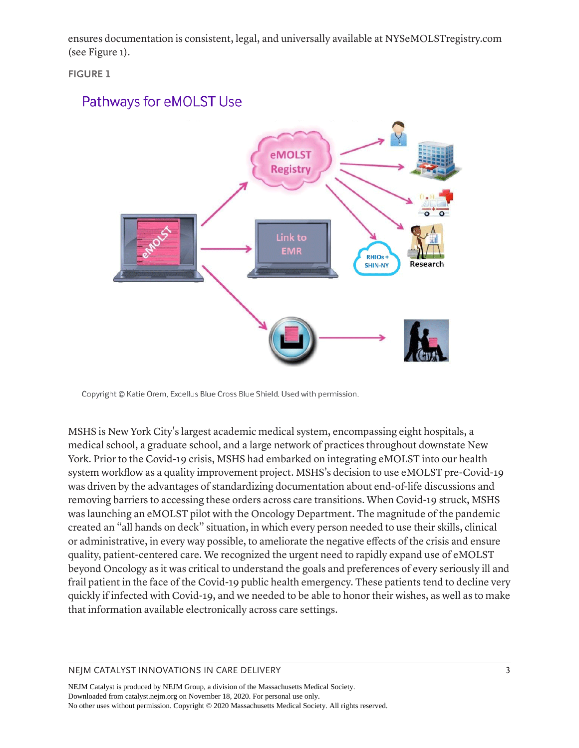ensures documentation is consistent, legal, and universally available at NYSeMOLSTregistry.com (see Figure 1).

FIGURE 1

Pathways for eMOLST Use

Copyright © Katie Orem, Excellus Blue Cross Blue Shield. Used with permission.

MSHS is New York City's largest academic medical system, encompassing eight hospitals, a medical school, a graduate school, and a large network of practices throughout downstate New York. Prior to the Covid-19 crisis, MSHS had embarked on integrating eMOLST into our health system workflow as a quality improvement project. MSHS's decision to use eMOLST pre-Covid-19 was driven by the advantages of standardizing documentation about end-of-life discussions and removing barriers to accessing these orders across care transitions. When Covid-19 struck, MSHS was launching an eMOLST pilot with the Oncology Department. The magnitude of the pandemic created an "all hands on deck" situation, in which every person needed to use their skills, clinical or administrative, in every way possible, to ameliorate the negative effects of the crisis and ensure quality, patient-centered care. We recognized the urgent need to rapidly expand use of eMOLST beyond Oncology as it was critical to understand the goals and preferences of every seriously ill and frail patient in the face of the Covid-19 public health emergency. These patients tend to decline very quickly if infected with Covid-19, and we needed to be able to honor their wishes, as well as to make that information available electronically across care settings.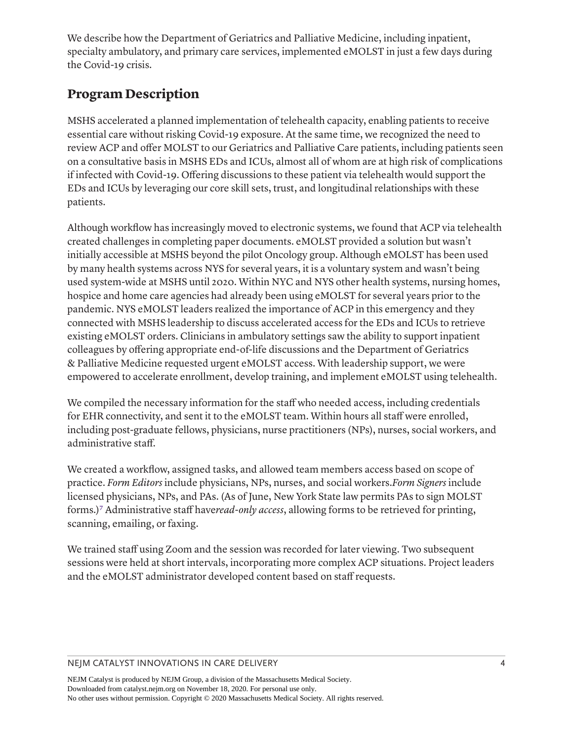We describe how the Department of Geriatrics and Palliative Medicine, including inpatient, specialty ambulatory, and primary care services, implemented eMOLST in just a few days during the Covid-19 crisis.

## Program Description

MSHS accelerated a planned implementation of telehealth capacity, enabling patients to receive essential care without risking Covid-19 exposure. At the same time, we recognized the need to review ACP and offer MOLST to our Geriatrics and Palliative Care patients, including patients seen on a consultative basis in MSHS EDs and ICUs, almost all of whom are at high risk of complications if infected with Covid-19. Offering discussions to these patient via telehealth would support the EDs and ICUs by leveraging our core skill sets, trust, and longitudinal relationships with these patients.

Although workflow has increasingly moved to electronic systems, we found that ACP via telehealth created challenges in completing paper documents. eMOLST provided a solution but wasn't initially accessible at MSHS beyond the pilot Oncology group. Although eMOLST has been used by many health systems across NYS for several years, it is a voluntary system and wasn't being used system-wide at MSHS until 2020. Within NYC and NYS other health systems, nursing homes, hospice and home care agencies had already been using eMOLST for several years prior to the pandemic. NYS eMOLST leaders realized the importance of ACP in this emergency and they connected with MSHS leadership to discuss accelerated access for the EDs and ICUs to retrieve existing eMOLST orders. Clinicians in ambulatory settings saw the ability to support inpatient colleagues by offering appropriate end-of-life discussions and the Department of Geriatrics & Palliative Medicine requested urgent eMOLST access. With leadership support, we were empowered to accelerate enrollment, develop training, and implement eMOLST using telehealth.

We compiled the necessary information for the staff who needed access, including credentials for EHR connectivity, and sent it to the eMOLST team. Within hours all staff were enrolled, including post-graduate fellows, physicians, nurse practitioners (NPs), nurses, social workers, and administrative staff.

We created a workflow, assigned tasks, and allowed team members access based on scope of practice. *Form Editors* include physicians, NPs, nurses, and social workers. *Form Signers* include licensed physicians, NPs, and PAs. (As of June, New York State law permits PAs to sign MOLST forms.)[7] Administrative staff have *read-only access*, allowing forms to be retrieved for printing, scanning, emailing, or faxing.

We trained staff using Zoom and the session was recorded for later viewing. Two subsequent sessions were held at short intervals, incorporating more complex ACP situations. Project leaders and the eMOLST administrator developed content based on staff requests.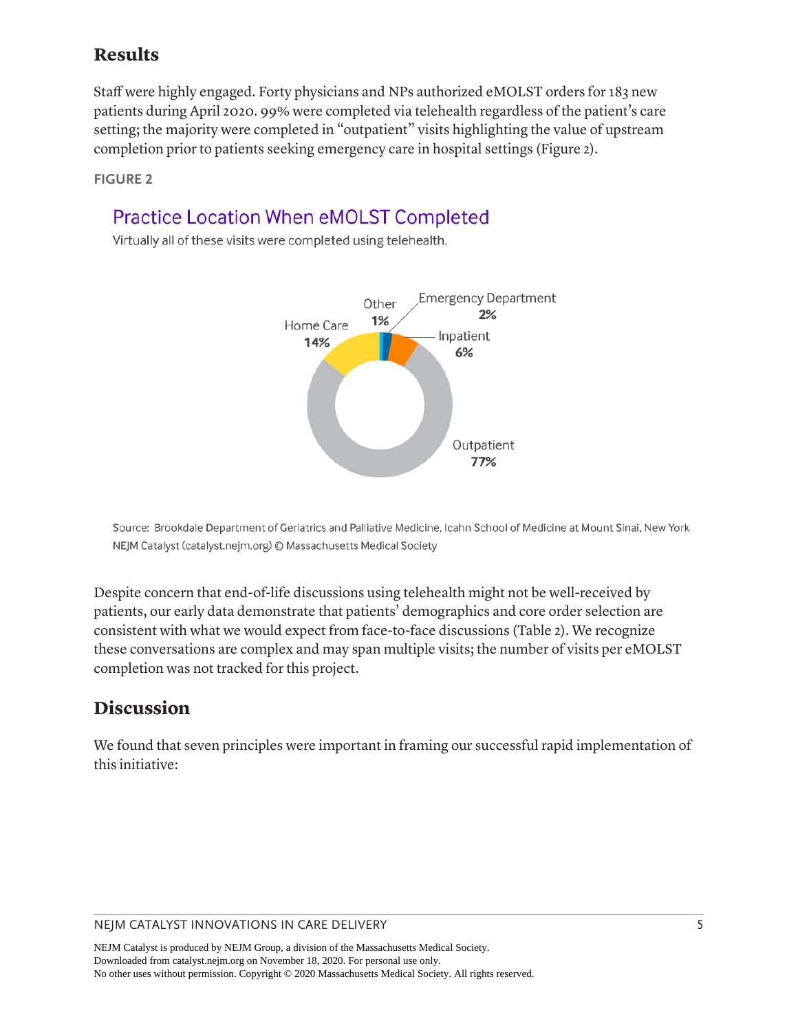## Results

Staff were highly engaged. Forty physicians and NPs authorized eMOLST orders for 183 new patients during April 2020. 99% were completed via telehealth regardless of the patient's care setting; the majority were completed in "outpatient" visits highlighting the value of upstream completion prior to patients seeking emergency care in hospital settings (Figure 2).

FIGURE 2

**Practice Location When eMOLST Completed**

Virtually all of these visits were completed using telehealth.

| Location | Percentage |
| --- | --- |
| Outpatient | 77% |
| Home Care | 14% |
| Inpatient | 6% |
| Emergency Department | 2% |
| Other | 1% |

Source: Brookdale Department of Geriatrics and Palliative Medicine, Icahn School of Medicine at Mount Sinai, New York
NEJM Catalyst (catalyst.nejm.org) © Massachusetts Medical Society

Despite concern that end-of-life discussions using telehealth might not be well-received by patients, our early data demonstrate that patients' demographics and core order selection are consistent with what we would expect from face-to-face discussions (Table 2). We recognize these conversations are complex and may span multiple visits; the number of visits per eMOLST completion was not tracked for this project.

## Discussion

We found that seven principles were important in framing our successful rapid implementation of this initiative: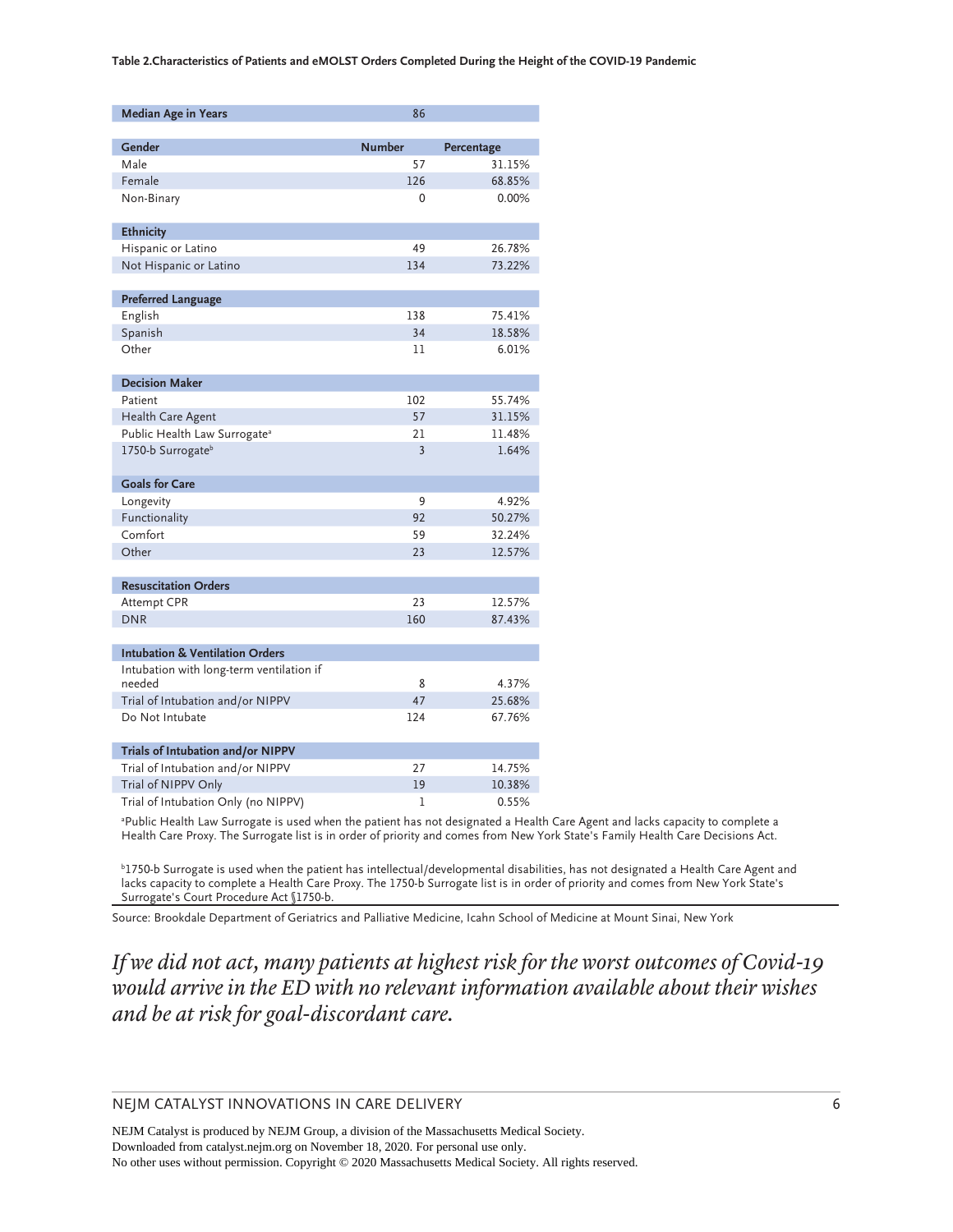**Table 2.Characteristics of Patients and eMOLST Orders Completed During the Height of the COVID-19 Pandemic**

| **Median Age in Years** | 86 | |
|---|---|---|
| **Gender** | **Number** | **Percentage** |
| Male | 57 | 31.15% |
| Female | 126 | 68.85% |
| Non-Binary | 0 | 0.00% |
| **Ethnicity** | | |
| Hispanic or Latino | 49 | 26.78% |
| Not Hispanic or Latino | 134 | 73.22% |
| **Preferred Language** | | |
| English | 138 | 75.41% |
| Spanish | 34 | 18.58% |
| Other | 11 | 6.01% |
| **Decision Maker** | | |
| Patient | 102 | 55.74% |
| Health Care Agent | 57 | 31.15% |
| Public Health Law Surrogate[a] | 21 | 11.48% |
| 1750-b Surrogate[b] | 3 | 1.64% |
| **Goals for Care** | | |
| Longevity | 9 | 4.92% |
| Functionality | 92 | 50.27% |
| Comfort | 59 | 32.24% |
| Other | 23 | 12.57% |
| **Resuscitation Orders** | | |
| Attempt CPR | 23 | 12.57% |
| DNR | 160 | 87.43% |
| **Intubation & Ventilation Orders** | | |
| Intubation with long-term ventilation if needed | 8 | 4.37% |
| Trial of Intubation and/or NIPPV | 47 | 25.68% |
| Do Not Intubate | 124 | 67.76% |
| **Trials of Intubation and/or NIPPV** | | |
| Trial of Intubation and/or NIPPV | 27 | 14.75% |
| Trial of NIPPV Only | 19 | 10.38% |
| Trial of Intubation Only (no NIPPV) | 1 | 0.55% |

[a]Public Health Law Surrogate is used when the patient has not designated a Health Care Agent and lacks capacity to complete a Health Care Proxy. The Surrogate list is in order of priority and comes from New York State's Family Health Care Decisions Act.

[b]1750-b Surrogate is used when the patient has intellectual/developmental disabilities, has not designated a Health Care Agent and lacks capacity to complete a Health Care Proxy. The 1750-b Surrogate list is in order of priority and comes from New York State's Surrogate's Court Procedure Act §1750-b.

Source: Brookdale Department of Geriatrics and Palliative Medicine, Icahn School of Medicine at Mount Sinai, New York

*If we did not act, many patients at highest risk for the worst outcomes of Covid-19 would arrive in the ED with no relevant information available about their wishes and be at risk for goal-discordant care.*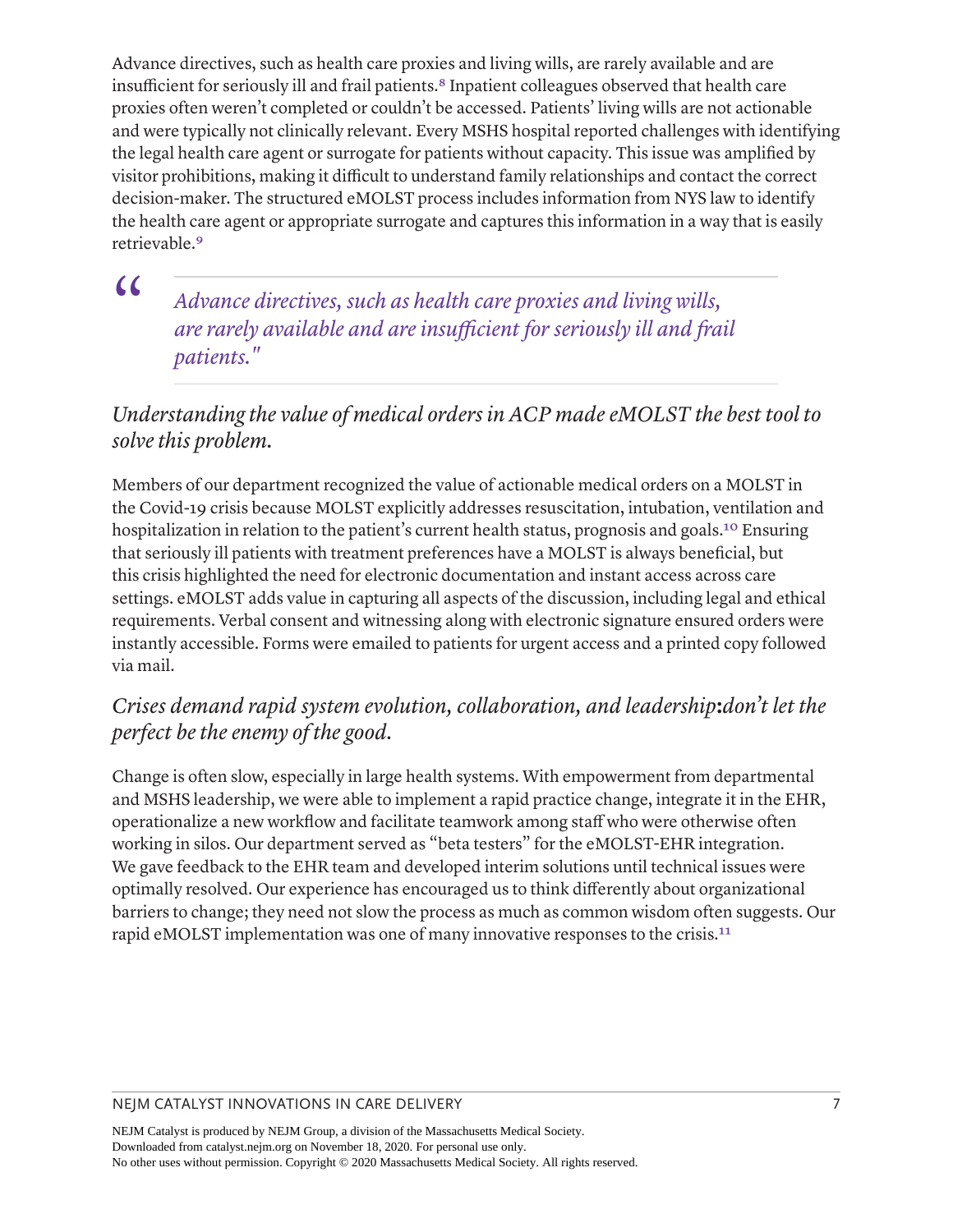Advance directives, such as health care proxies and living wills, are rarely available and are insufficient for seriously ill and frail patients.[8] Inpatient colleagues observed that health care proxies often weren't completed or couldn't be accessed. Patients' living wills are not actionable and were typically not clinically relevant. Every MSHS hospital reported challenges with identifying the legal health care agent or surrogate for patients without capacity. This issue was amplified by visitor prohibitions, making it difficult to understand family relationships and contact the correct decision-maker. The structured eMOLST process includes information from NYS law to identify the health care agent or appropriate surrogate and captures this information in a way that is easily retrievable.[9]

> *Advance directives, such as health care proxies and living wills, are rarely available and are insufficient for seriously ill and frail patients."*

### *Understanding the value of medical orders in ACP made eMOLST the best tool to solve this problem.*

Members of our department recognized the value of actionable medical orders on a MOLST in the Covid-19 crisis because MOLST explicitly addresses resuscitation, intubation, ventilation and hospitalization in relation to the patient's current health status, prognosis and goals.[10] Ensuring that seriously ill patients with treatment preferences have a MOLST is always beneficial, but this crisis highlighted the need for electronic documentation and instant access across care settings. eMOLST adds value in capturing all aspects of the discussion, including legal and ethical requirements. Verbal consent and witnessing along with electronic signature ensured orders were instantly accessible. Forms were emailed to patients for urgent access and a printed copy followed via mail.

### *Crises demand rapid system evolution, collaboration, and leadership:don't let the perfect be the enemy of the good.*

Change is often slow, especially in large health systems. With empowerment from departmental and MSHS leadership, we were able to implement a rapid practice change, integrate it in the EHR, operationalize a new workflow and facilitate teamwork among staff who were otherwise often working in silos. Our department served as "beta testers" for the eMOLST-EHR integration. We gave feedback to the EHR team and developed interim solutions until technical issues were optimally resolved. Our experience has encouraged us to think differently about organizational barriers to change; they need not slow the process as much as common wisdom often suggests. Our rapid eMOLST implementation was one of many innovative responses to the crisis.[11]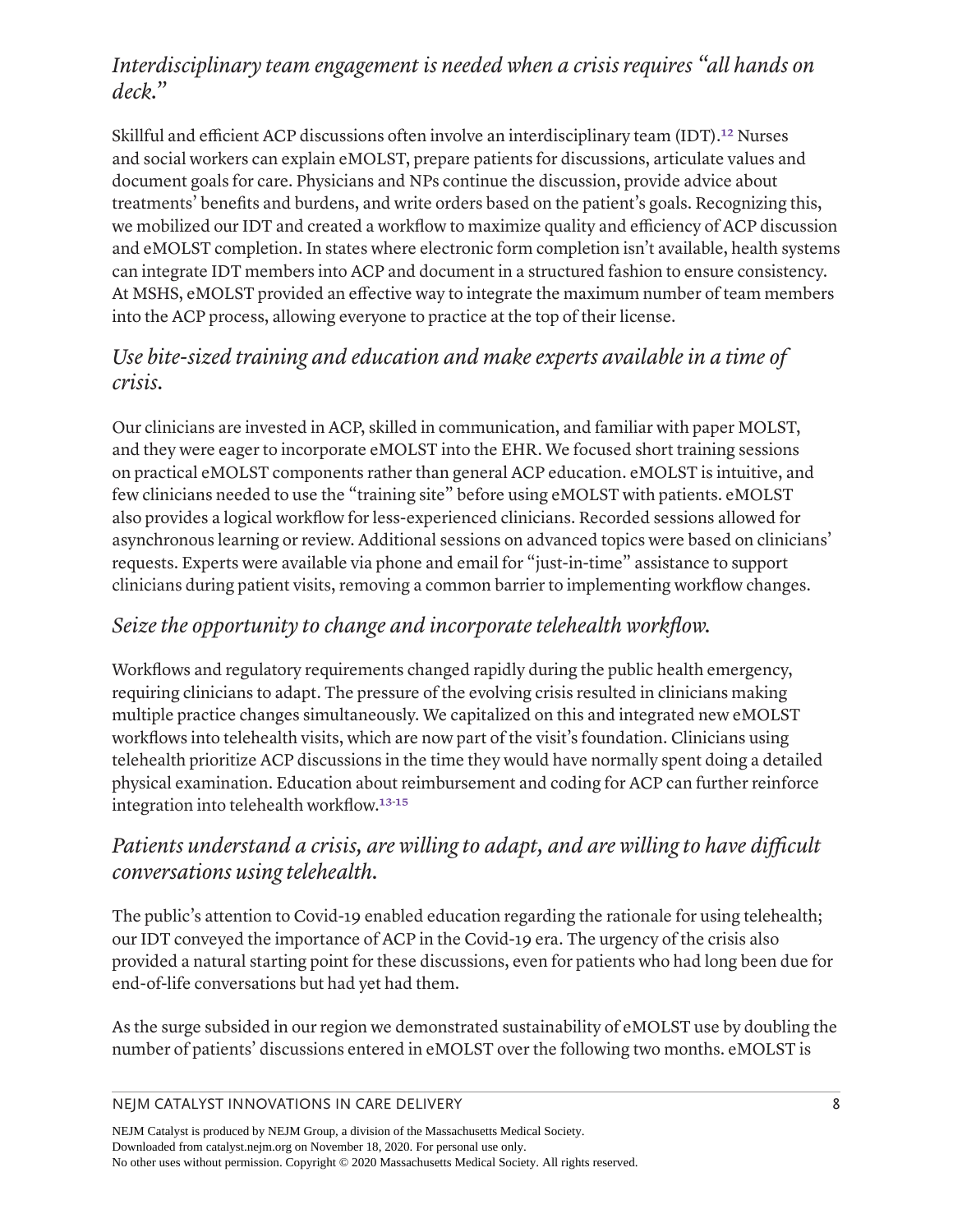### *Interdisciplinary team engagement is needed when a crisis requires "all hands on deck."*

Skillful and efficient ACP discussions often involve an interdisciplinary team (IDT).[12] Nurses and social workers can explain eMOLST, prepare patients for discussions, articulate values and document goals for care. Physicians and NPs continue the discussion, provide advice about treatments' benefits and burdens, and write orders based on the patient's goals. Recognizing this, we mobilized our IDT and created a workflow to maximize quality and efficiency of ACP discussion and eMOLST completion. In states where electronic form completion isn't available, health systems can integrate IDT members into ACP and document in a structured fashion to ensure consistency. At MSHS, eMOLST provided an effective way to integrate the maximum number of team members into the ACP process, allowing everyone to practice at the top of their license.

### *Use bite-sized training and education and make experts available in a time of crisis.*

Our clinicians are invested in ACP, skilled in communication, and familiar with paper MOLST, and they were eager to incorporate eMOLST into the EHR. We focused short training sessions on practical eMOLST components rather than general ACP education. eMOLST is intuitive, and few clinicians needed to use the "training site" before using eMOLST with patients. eMOLST also provides a logical workflow for less-experienced clinicians. Recorded sessions allowed for asynchronous learning or review. Additional sessions on advanced topics were based on clinicians' requests. Experts were available via phone and email for "just-in-time" assistance to support clinicians during patient visits, removing a common barrier to implementing workflow changes.

### *Seize the opportunity to change and incorporate telehealth workflow.*

Workflows and regulatory requirements changed rapidly during the public health emergency, requiring clinicians to adapt. The pressure of the evolving crisis resulted in clinicians making multiple practice changes simultaneously. We capitalized on this and integrated new eMOLST workflows into telehealth visits, which are now part of the visit's foundation. Clinicians using telehealth prioritize ACP discussions in the time they would have normally spent doing a detailed physical examination. Education about reimbursement and coding for ACP can further reinforce integration into telehealth workflow.[13-15]

### *Patients understand a crisis, are willing to adapt, and are willing to have difficult conversations using telehealth.*

The public's attention to Covid-19 enabled education regarding the rationale for using telehealth; our IDT conveyed the importance of ACP in the Covid-19 era. The urgency of the crisis also provided a natural starting point for these discussions, even for patients who had long been due for end-of-life conversations but had yet had them.

As the surge subsided in our region we demonstrated sustainability of eMOLST use by doubling the number of patients' discussions entered in eMOLST over the following two months. eMOLST is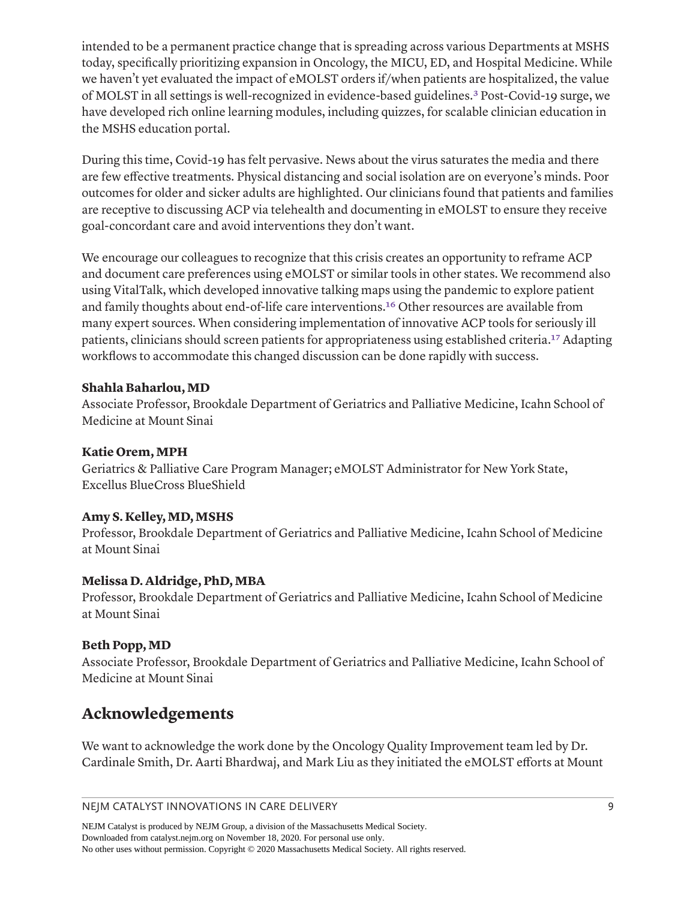intended to be a permanent practice change that is spreading across various Departments at MSHS today, specifically prioritizing expansion in Oncology, the MICU, ED, and Hospital Medicine. While we haven't yet evaluated the impact of eMOLST orders if/when patients are hospitalized, the value of MOLST in all settings is well-recognized in evidence-based guidelines.[3] Post-Covid-19 surge, we have developed rich online learning modules, including quizzes, for scalable clinician education in the MSHS education portal.

During this time, Covid-19 has felt pervasive. News about the virus saturates the media and there are few effective treatments. Physical distancing and social isolation are on everyone's minds. Poor outcomes for older and sicker adults are highlighted. Our clinicians found that patients and families are receptive to discussing ACP via telehealth and documenting in eMOLST to ensure they receive goal-concordant care and avoid interventions they don't want.

We encourage our colleagues to recognize that this crisis creates an opportunity to reframe ACP and document care preferences using eMOLST or similar tools in other states. We recommend also using VitalTalk, which developed innovative talking maps using the pandemic to explore patient and family thoughts about end-of-life care interventions.[16] Other resources are available from many expert sources. When considering implementation of innovative ACP tools for seriously ill patients, clinicians should screen patients for appropriateness using established criteria.[17] Adapting workflows to accommodate this changed discussion can be done rapidly with success.

**Shahla Baharlou, MD**
Associate Professor, Brookdale Department of Geriatrics and Palliative Medicine, Icahn School of Medicine at Mount Sinai

**Katie Orem, MPH**
Geriatrics & Palliative Care Program Manager; eMOLST Administrator for New York State, Excellus BlueCross BlueShield

**Amy S. Kelley, MD, MSHS**
Professor, Brookdale Department of Geriatrics and Palliative Medicine, Icahn School of Medicine at Mount Sinai

**Melissa D. Aldridge, PhD, MBA**
Professor, Brookdale Department of Geriatrics and Palliative Medicine, Icahn School of Medicine at Mount Sinai

**Beth Popp, MD**
Associate Professor, Brookdale Department of Geriatrics and Palliative Medicine, Icahn School of Medicine at Mount Sinai

## Acknowledgements

We want to acknowledge the work done by the Oncology Quality Improvement team led by Dr. Cardinale Smith, Dr. Aarti Bhardwaj, and Mark Liu as they initiated the eMOLST efforts at Mount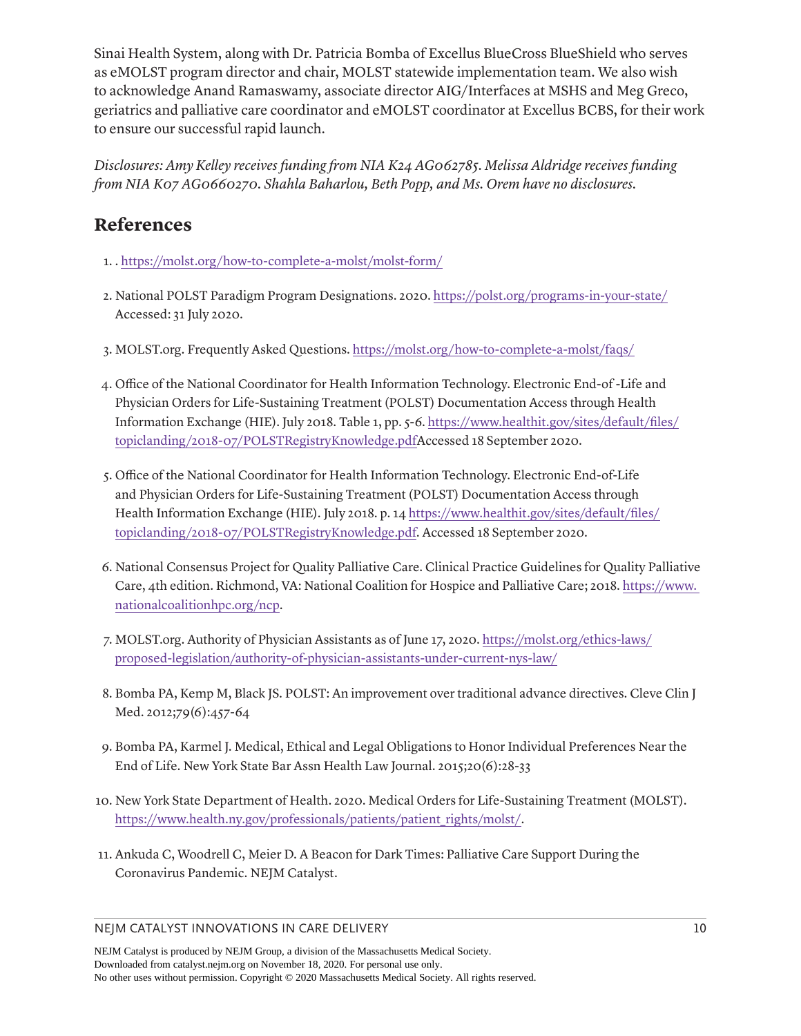Sinai Health System, along with Dr. Patricia Bomba of Excellus BlueCross BlueShield who serves as eMOLST program director and chair, MOLST statewide implementation team. We also wish to acknowledge Anand Ramaswamy, associate director AIG/Interfaces at MSHS and Meg Greco, geriatrics and palliative care coordinator and eMOLST coordinator at Excellus BCBS, for their work to ensure our successful rapid launch.

*Disclosures: Amy Kelley receives funding from NIA K24 AG062785. Melissa Aldridge receives funding from NIA K07 AG0660270. Shahla Baharlou, Beth Popp, and Ms. Orem have no disclosures.*

## References

1. . https://molst.org/how-to-complete-a-molst/molst-form/
2. National POLST Paradigm Program Designations. 2020. https://polst.org/programs-in-your-state/ Accessed: 31 July 2020.
3. MOLST.org. Frequently Asked Questions. https://molst.org/how-to-complete-a-molst/faqs/
4. Office of the National Coordinator for Health Information Technology. Electronic End-of -Life and Physician Orders for Life-Sustaining Treatment (POLST) Documentation Access through Health Information Exchange (HIE). July 2018. Table 1, pp. 5-6. https://www.healthit.gov/sites/default/files/topiclanding/2018-07/POLSTRegistryKnowledge.pdfAccessed 18 September 2020.
5. Office of the National Coordinator for Health Information Technology. Electronic End-of-Life and Physician Orders for Life-Sustaining Treatment (POLST) Documentation Access through Health Information Exchange (HIE). July 2018. p. 14 https://www.healthit.gov/sites/default/files/topiclanding/2018-07/POLSTRegistryKnowledge.pdf. Accessed 18 September 2020.
6. National Consensus Project for Quality Palliative Care. Clinical Practice Guidelines for Quality Palliative Care, 4th edition. Richmond, VA: National Coalition for Hospice and Palliative Care; 2018. https://www.nationalcoalitionhpc.org/ncp.
7. MOLST.org. Authority of Physician Assistants as of June 17, 2020. https://molst.org/ethics-laws/proposed-legislation/authority-of-physician-assistants-under-current-nys-law/
8. Bomba PA, Kemp M, Black JS. POLST: An improvement over traditional advance directives. Cleve Clin J Med. 2012;79(6):457-64
9. Bomba PA, Karmel J. Medical, Ethical and Legal Obligations to Honor Individual Preferences Near the End of Life. New York State Bar Assn Health Law Journal. 2015;20(6):28-33
10. New York State Department of Health. 2020. Medical Orders for Life-Sustaining Treatment (MOLST). https://www.health.ny.gov/professionals/patients/patient_rights/molst/.
11. Ankuda C, Woodrell C, Meier D. A Beacon for Dark Times: Palliative Care Support During the Coronavirus Pandemic. NEJM Catalyst.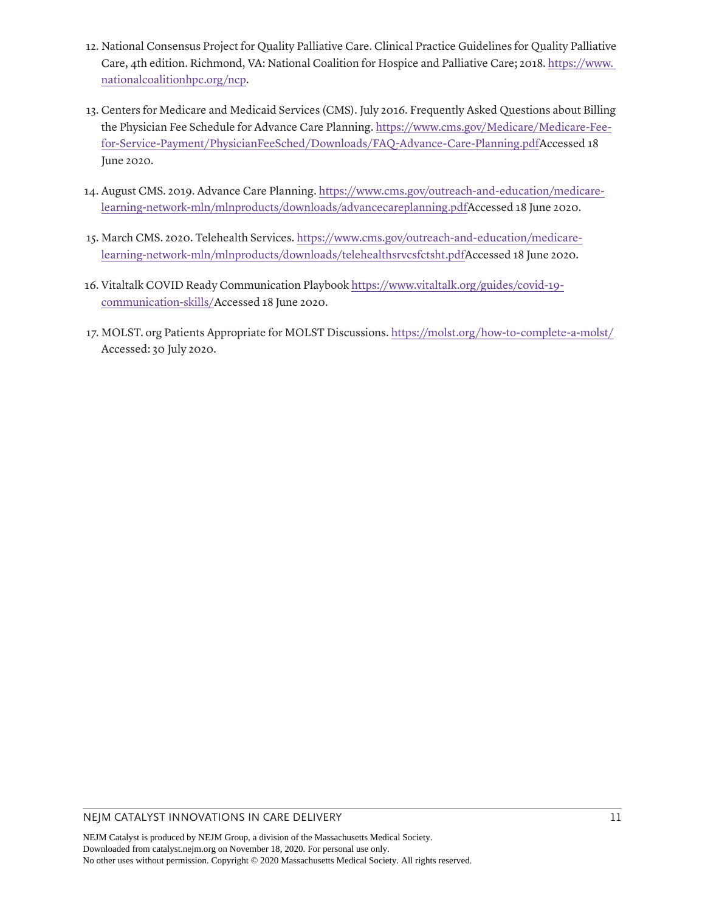12. National Consensus Project for Quality Palliative Care. Clinical Practice Guidelines for Quality Palliative Care, 4th edition. Richmond, VA: National Coalition for Hospice and Palliative Care; 2018. https://www.nationalcoalitionhpc.org/ncp.

13. Centers for Medicare and Medicaid Services (CMS). July 2016. Frequently Asked Questions about Billing the Physician Fee Schedule for Advance Care Planning. https://www.cms.gov/Medicare/Medicare-Fee-for-Service-Payment/PhysicianFeeSched/Downloads/FAQ-Advance-Care-Planning.pdfAccessed 18 June 2020.

14. August CMS. 2019. Advance Care Planning. https://www.cms.gov/outreach-and-education/medicare-learning-network-mln/mlnproducts/downloads/advancecareplanning.pdfAccessed 18 June 2020.

15. March CMS. 2020. Telehealth Services. https://www.cms.gov/outreach-and-education/medicare-learning-network-mln/mlnproducts/downloads/telehealthsrvcsfctsht.pdfAccessed 18 June 2020.

16. Vitaltalk COVID Ready Communication Playbook https://www.vitaltalk.org/guides/covid-19-communication-skills/Accessed 18 June 2020.

17. MOLST. org Patients Appropriate for MOLST Discussions. https://molst.org/how-to-complete-a-molst/ Accessed: 30 July 2020.

NEJM Catalyst is produced by NEJM Group, a division of the Massachusetts Medical Society.
Downloaded from catalyst.nejm.org on November 18, 2020. For personal use only.
No other uses without permission. Copyright © 2020 Massachusetts Medical Society. All rights reserved.